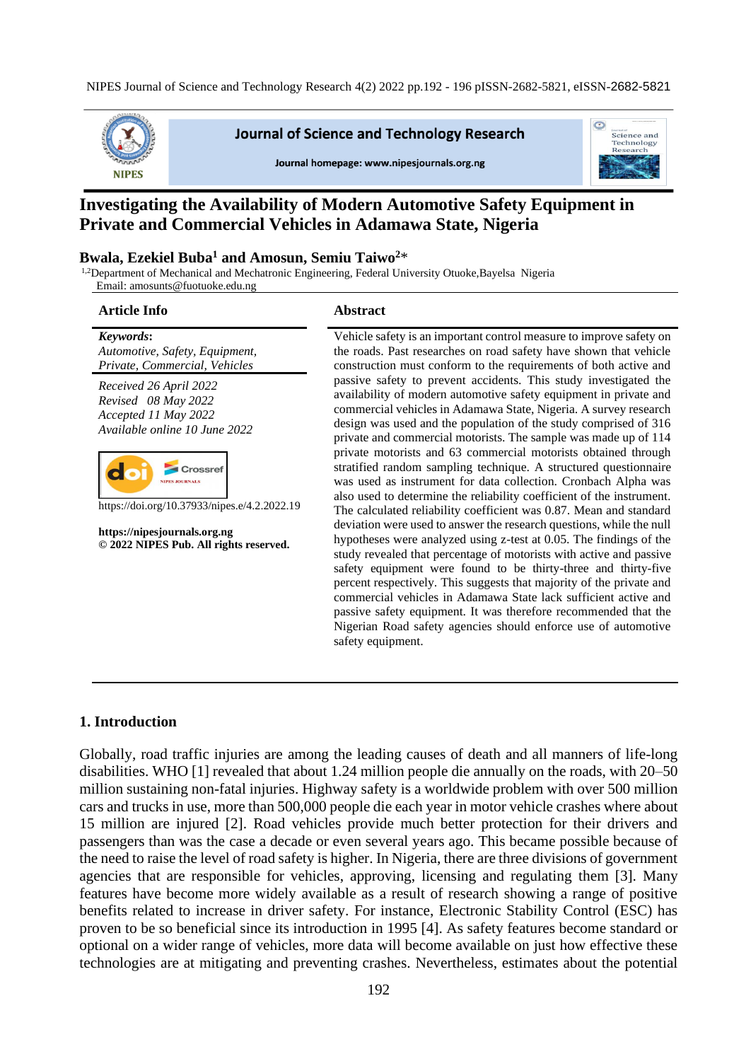# Investigating the Availability of Modern Automotive Safety Equipment in Private and Commercial Vehicles in Adamawa State, Nigeria

**Bwala, Ezekiel Buba[1] and Amosun, Semiu Taiwo[2]***

[1,2]Department of Mechanical and Mechatronic Engineering, Federal University Otuoke,Bayelsa Nigeria
Email: amosunts@fuotuoke.edu.ng

## Article Info

***Keywords***:
*Automotive, Safety, Equipment, Private, Commercial, Vehicles*

*Received 26 April 2022*
*Revised 08 May 2022*
*Accepted 11 May 2022*
*Available online 10 June 2022*

https://doi.org/10.37933/nipes.e/4.2.2022.19

**https://nipesjournals.org.ng**
**© 2022 NIPES Pub. All rights reserved.**

## Abstract

Vehicle safety is an important control measure to improve safety on the roads. Past researches on road safety have shown that vehicle construction must conform to the requirements of both active and passive safety to prevent accidents. This study investigated the availability of modern automotive safety equipment in private and commercial vehicles in Adamawa State, Nigeria. A survey research design was used and the population of the study comprised of 316 private and commercial motorists. The sample was made up of 114 private motorists and 63 commercial motorists obtained through stratified random sampling technique. A structured questionnaire was used as instrument for data collection. Cronbach Alpha was also used to determine the reliability coefficient of the instrument. The calculated reliability coefficient was 0.87. Mean and standard deviation were used to answer the research questions, while the null hypotheses were analyzed using z-test at 0.05. The findings of the study revealed that percentage of motorists with active and passive safety equipment were found to be thirty-three and thirty-five percent respectively. This suggests that majority of the private and commercial vehicles in Adamawa State lack sufficient active and passive safety equipment. It was therefore recommended that the Nigerian Road safety agencies should enforce use of automotive safety equipment.

## 1. Introduction

Globally, road traffic injuries are among the leading causes of death and all manners of life-long disabilities. WHO [1] revealed that about 1.24 million people die annually on the roads, with 20–50 million sustaining non-fatal injuries. Highway safety is a worldwide problem with over 500 million cars and trucks in use, more than 500,000 people die each year in motor vehicle crashes where about 15 million are injured [2]. Road vehicles provide much better protection for their drivers and passengers than was the case a decade or even several years ago. This became possible because of the need to raise the level of road safety is higher. In Nigeria, there are three divisions of government agencies that are responsible for vehicles, approving, licensing and regulating them [3]. Many features have become more widely available as a result of research showing a range of positive benefits related to increase in driver safety. For instance, Electronic Stability Control (ESC) has proven to be so beneficial since its introduction in 1995 [4]. As safety features become standard or optional on a wider range of vehicles, more data will become available on just how effective these technologies are at mitigating and preventing crashes. Nevertheless, estimates about the potential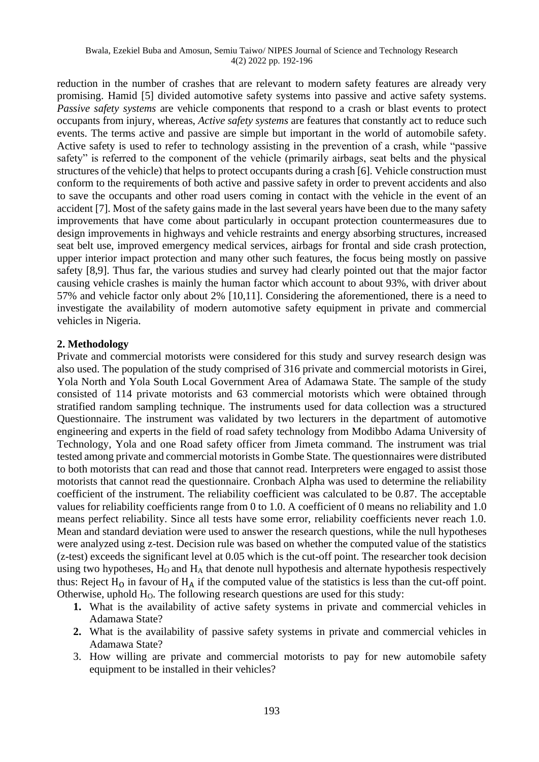reduction in the number of crashes that are relevant to modern safety features are already very promising. Hamid [5] divided automotive safety systems into passive and active safety systems. *Passive safety systems* are vehicle components that respond to a crash or blast events to protect occupants from injury, whereas, *Active safety systems* are features that constantly act to reduce such events. The terms active and passive are simple but important in the world of automobile safety. Active safety is used to refer to technology assisting in the prevention of a crash, while "passive safety" is referred to the component of the vehicle (primarily airbags, seat belts and the physical structures of the vehicle) that helps to protect occupants during a crash [6]. Vehicle construction must conform to the requirements of both active and passive safety in order to prevent accidents and also to save the occupants and other road users coming in contact with the vehicle in the event of an accident [7]. Most of the safety gains made in the last several years have been due to the many safety improvements that have come about particularly in occupant protection countermeasures due to design improvements in highways and vehicle restraints and energy absorbing structures, increased seat belt use, improved emergency medical services, airbags for frontal and side crash protection, upper interior impact protection and many other such features, the focus being mostly on passive safety [8,9]. Thus far, the various studies and survey had clearly pointed out that the major factor causing vehicle crashes is mainly the human factor which account to about 93%, with driver about 57% and vehicle factor only about 2% [10,11]. Considering the aforementioned, there is a need to investigate the availability of modern automotive safety equipment in private and commercial vehicles in Nigeria.

## 2. Methodology

Private and commercial motorists were considered for this study and survey research design was also used. The population of the study comprised of 316 private and commercial motorists in Girei, Yola North and Yola South Local Government Area of Adamawa State. The sample of the study consisted of 114 private motorists and 63 commercial motorists which were obtained through stratified random sampling technique. The instruments used for data collection was a structured Questionnaire. The instrument was validated by two lecturers in the department of automotive engineering and experts in the field of road safety technology from Modibbo Adama University of Technology, Yola and one Road safety officer from Jimeta command. The instrument was trial tested among private and commercial motorists in Gombe State. The questionnaires were distributed to both motorists that can read and those that cannot read. Interpreters were engaged to assist those motorists that cannot read the questionnaire. Cronbach Alpha was used to determine the reliability coefficient of the instrument. The reliability coefficient was calculated to be 0.87. The acceptable values for reliability coefficients range from 0 to 1.0. A coefficient of 0 means no reliability and 1.0 means perfect reliability. Since all tests have some error, reliability coefficients never reach 1.0. Mean and standard deviation were used to answer the research questions, while the null hypotheses were analyzed using z-test. Decision rule was based on whether the computed value of the statistics (z-test) exceeds the significant level at 0.05 which is the cut-off point. The researcher took decision using two hypotheses, $H_O$ and $H_A$ that denote null hypothesis and alternate hypothesis respectively thus: Reject $H_O$ in favour of $H_A$ if the computed value of the statistics is less than the cut-off point. Otherwise, uphold $H_O$. The following research questions are used for this study:

1. What is the availability of active safety systems in private and commercial vehicles in Adamawa State?
2. What is the availability of passive safety systems in private and commercial vehicles in Adamawa State?
3. How willing are private and commercial motorists to pay for new automobile safety equipment to be installed in their vehicles?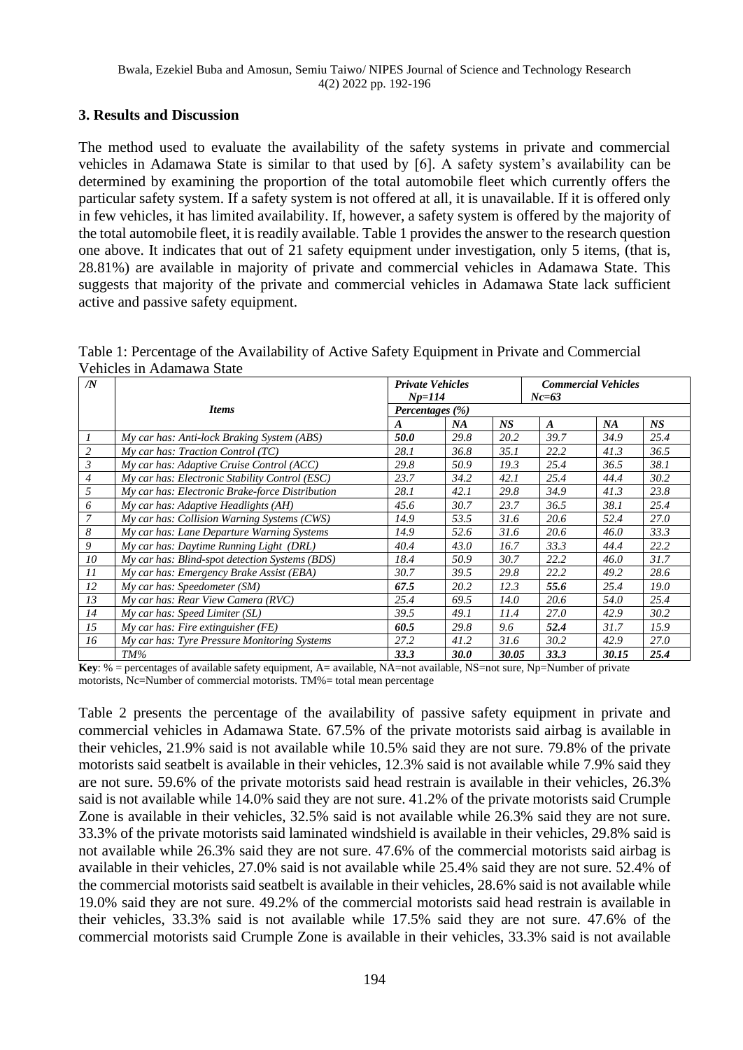## 3. Results and Discussion

The method used to evaluate the availability of the safety systems in private and commercial vehicles in Adamawa State is similar to that used by [6]. A safety system's availability can be determined by examining the proportion of the total automobile fleet which currently offers the particular safety system. If a safety system is not offered at all, it is unavailable. If it is offered only in few vehicles, it has limited availability. If, however, a safety system is offered by the majority of the total automobile fleet, it is readily available. Table 1 provides the answer to the research question one above. It indicates that out of 21 safety equipment under investigation, only 5 items, (that is, 28.81%) are available in majority of private and commercial vehicles in Adamawa State. This suggests that majority of the private and commercial vehicles in Adamawa State lack sufficient active and passive safety equipment.

Table 1: Percentage of the Availability of Active Safety Equipment in Private and Commercial Vehicles in Adamawa State

| /N | *Items* | *Private Vehicles Np=114* | | | *Commercial Vehicles Nc=63* | | |
|---|---|---|---|---|---|---|---|
| | | *Percentages (%)* | | | | | |
| | | ***A*** | ***NA*** | ***NS*** | ***A*** | ***NA*** | ***NS*** |
| *1* | *My car has: Anti-lock Braking System (ABS)* | ***50.0*** | *29.8* | *20.2* | *39.7* | *34.9* | *25.4* |
| *2* | *My car has: Traction Control (TC)* | *28.1* | *36.8* | *35.1* | *22.2* | *41.3* | *36.5* |
| *3* | *My car has: Adaptive Cruise Control (ACC)* | *29.8* | *50.9* | *19.3* | *25.4* | *36.5* | *38.1* |
| *4* | *My car has: Electronic Stability Control (ESC)* | *23.7* | *34.2* | *42.1* | *25.4* | *44.4* | *30.2* |
| *5* | *My car has: Electronic Brake-force Distribution* | *28.1* | *42.1* | *29.8* | *34.9* | *41.3* | *23.8* |
| *6* | *My car has: Adaptive Headlights (AH)* | *45.6* | *30.7* | *23.7* | *36.5* | *38.1* | *25.4* |
| *7* | *My car has: Collision Warning Systems (CWS)* | *14.9* | *53.5* | *31.6* | *20.6* | *52.4* | *27.0* |
| *8* | *My car has: Lane Departure Warning Systems* | *14.9* | *52.6* | *31.6* | *20.6* | *46.0* | *33.3* |
| *9* | *My car has: Daytime Running Light (DRL)* | *40.4* | *43.0* | *16.7* | *33.3* | *44.4* | *22.2* |
| *10* | *My car has: Blind-spot detection Systems (BDS)* | *18.4* | *50.9* | *30.7* | *22.2* | *46.0* | *31.7* |
| *11* | *My car has: Emergency Brake Assist (EBA)* | *30.7* | *39.5* | *29.8* | *22.2* | *49.2* | *28.6* |
| *12* | *My car has: Speedometer (SM)* | ***67.5*** | *20.2* | *12.3* | ***55.6*** | *25.4* | *19.0* |
| *13* | *My car has: Rear View Camera (RVC)* | *25.4* | *69.5* | *14.0* | *20.6* | *54.0* | *25.4* |
| *14* | *My car has: Speed Limiter (SL)* | *39.5* | *49.1* | *11.4* | *27.0* | *42.9* | *30.2* |
| *15* | *My car has: Fire extinguisher (FE)* | ***60.5*** | *29.8* | *9.6* | ***52.4*** | *31.7* | *15.9* |
| *16* | *My car has: Tyre Pressure Monitoring Systems* | *27.2* | *41.2* | *31.6* | *30.2* | *42.9* | *27.0* |
| | *TM%* | ***33.3*** | ***30.0*** | ***30.05*** | ***33.3*** | ***30.15*** | ***25.4*** |

**Key**: % = percentages of available safety equipment, A= available, NA=not available, NS=not sure, Np=Number of private motorists, Nc=Number of commercial motorists. TM%= total mean percentage

Table 2 presents the percentage of the availability of passive safety equipment in private and commercial vehicles in Adamawa State. 67.5% of the private motorists said airbag is available in their vehicles, 21.9% said is not available while 10.5% said they are not sure. 79.8% of the private motorists said seatbelt is available in their vehicles, 12.3% said is not available while 7.9% said they are not sure. 59.6% of the private motorists said head restrain is available in their vehicles, 26.3% said is not available while 14.0% said they are not sure. 41.2% of the private motorists said Crumple Zone is available in their vehicles, 32.5% said is not available while 26.3% said they are not sure. 33.3% of the private motorists said laminated windshield is available in their vehicles, 29.8% said is not available while 26.3% said they are not sure. 47.6% of the commercial motorists said airbag is available in their vehicles, 27.0% said is not available while 25.4% said they are not sure. 52.4% of the commercial motorists said seatbelt is available in their vehicles, 28.6% said is not available while 19.0% said they are not sure. 49.2% of the commercial motorists said head restrain is available in their vehicles, 33.3% said is not available while 17.5% said they are not sure. 47.6% of the commercial motorists said Crumple Zone is available in their vehicles, 33.3% said is not available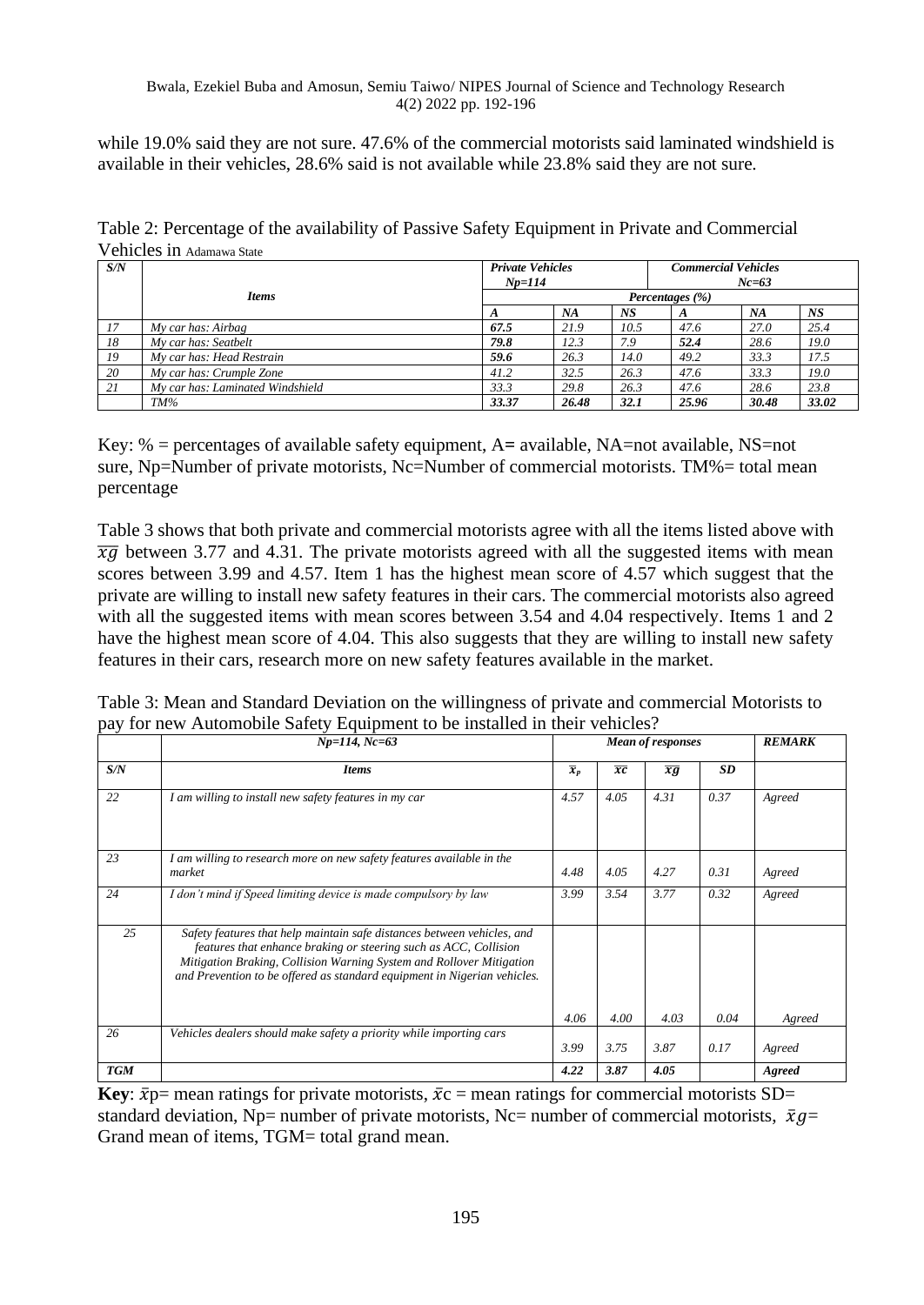while 19.0% said they are not sure. 47.6% of the commercial motorists said laminated windshield is available in their vehicles, 28.6% said is not available while 23.8% said they are not sure.

Table 2: Percentage of the availability of Passive Safety Equipment in Private and Commercial Vehicles in Adamawa State

| *S/N* | *Items* | ***Private Vehicles Np=114*** | | | ***Commercial Vehicles Nc=63*** | | |
|---|---|---|---|---|---|---|---|
| | | ***Percentages (%)*** | | | | | |
| | | ***A*** | ***NA*** | ***NS*** | ***A*** | ***NA*** | ***NS*** |
| *17* | *My car has: Airbag* | ***67.5*** | *21.9* | *10.5* | *47.6* | *27.0* | *25.4* |
| *18* | *My car has: Seatbelt* | ***79.8*** | *12.3* | *7.9* | ***52.4*** | *28.6* | *19.0* |
| *19* | *My car has: Head Restrain* | ***59.6*** | *26.3* | *14.0* | *49.2* | *33.3* | *17.5* |
| *20* | *My car has: Crumple Zone* | *41.2* | *32.5* | *26.3* | *47.6* | *33.3* | *19.0* |
| *21* | *My car has: Laminated Windshield* | *33.3* | *29.8* | *26.3* | *47.6* | *28.6* | *23.8* |
| | *TM%* | ***33.37*** | ***26.48*** | ***32.1*** | ***25.96*** | ***30.48*** | ***33.02*** |

Key: % = percentages of available safety equipment, A**=** available, NA=not available, NS=not sure, Np=Number of private motorists, Nc=Number of commercial motorists. TM%= total mean percentage

Table 3 shows that both private and commercial motorists agree with all the items listed above with $\overline{xg}$ between 3.77 and 4.31. The private motorists agreed with all the suggested items with mean scores between 3.99 and 4.57. Item 1 has the highest mean score of 4.57 which suggest that the private are willing to install new safety features in their cars. The commercial motorists also agreed with all the suggested items with mean scores between 3.54 and 4.04 respectively. Items 1 and 2 have the highest mean score of 4.04. This also suggests that they are willing to install new safety features in their cars, research more on new safety features available in the market.

Table 3: Mean and Standard Deviation on the willingness of private and commercial Motorists to pay for new Automobile Safety Equipment to be installed in their vehicles?

| | ***Np=114, Nc=63*** | ***Mean of responses*** | | | | ***REMARK*** |
|---|---|---|---|---|---|---|
| ***S/N*** | ***Items*** | $\bar{x}_p$ | $\overline{xc}$ | $\overline{xg}$ | ***SD*** | |
| *22* | *I am willing to install new safety features in my car* | *4.57* | *4.05* | *4.31* | *0.37* | *Agreed* |
| *23* | *I am willing to research more on new safety features available in the market* | *4.48* | *4.05* | *4.27* | *0.31* | *Agreed* |
| *24* | *I don't mind if Speed limiting device is made compulsory by law* | *3.99* | *3.54* | *3.77* | *0.32* | *Agreed* |
| *25* | *Safety features that help maintain safe distances between vehicles, and features that enhance braking or steering such as ACC, Collision Mitigation Braking, Collision Warning System and Rollover Mitigation and Prevention to be offered as standard equipment in Nigerian vehicles.* | *4.06* | *4.00* | *4.03* | *0.04* | *Agreed* |
| *26* | *Vehicles dealers should make safety a priority while importing cars* | *3.99* | *3.75* | *3.87* | *0.17* | *Agreed* |
| ***TGM*** | | ***4.22*** | ***3.87*** | ***4.05*** | | ***Agreed*** |

**Key**: $\bar{x}$p= mean ratings for private motorists, $\bar{x}$c = mean ratings for commercial motorists SD= standard deviation, Np= number of private motorists, Nc= number of commercial motorists, $\bar{x}g$= Grand mean of items, TGM= total grand mean.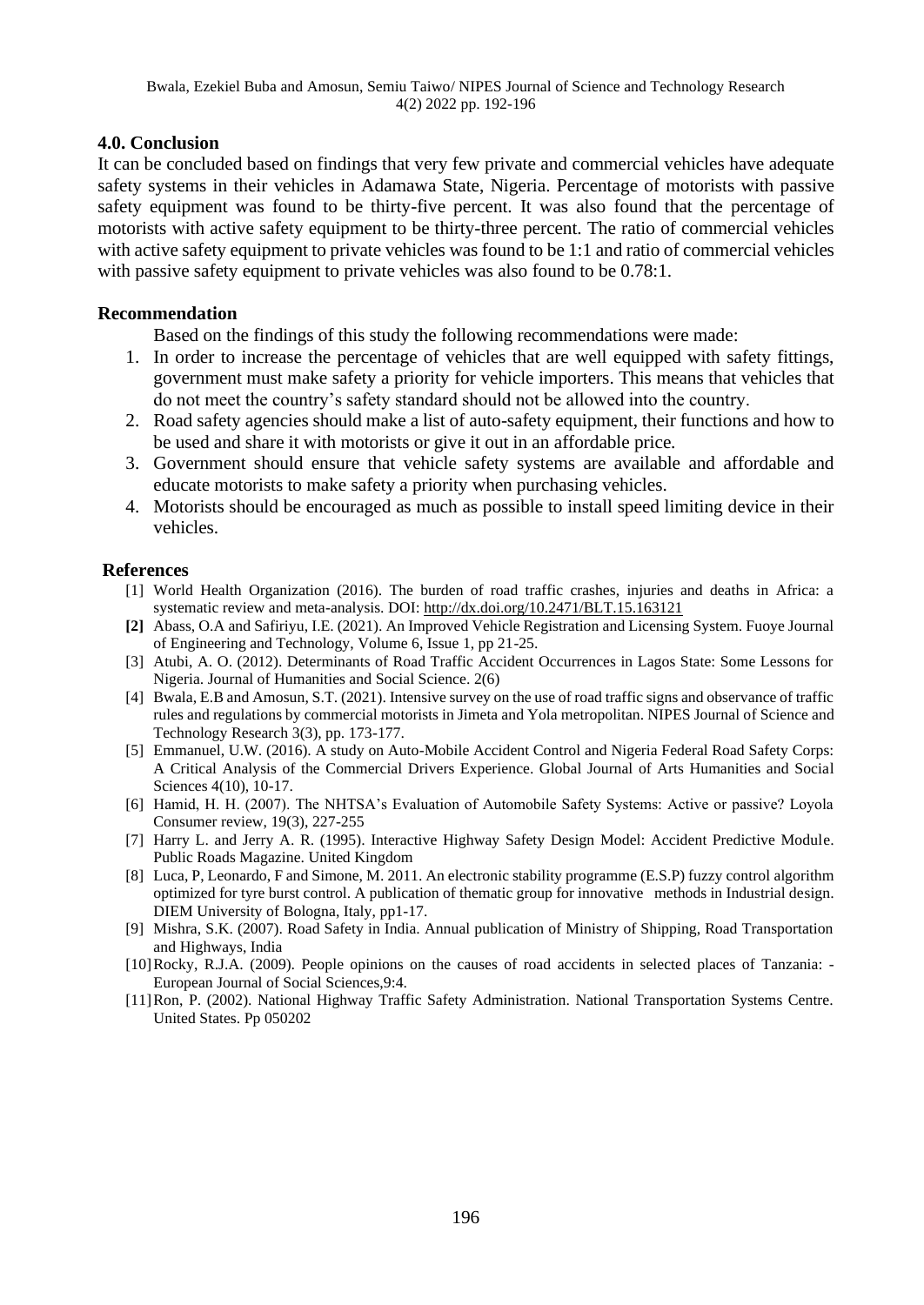## 4.0. Conclusion

It can be concluded based on findings that very few private and commercial vehicles have adequate safety systems in their vehicles in Adamawa State, Nigeria. Percentage of motorists with passive safety equipment was found to be thirty-five percent. It was also found that the percentage of motorists with active safety equipment to be thirty-three percent. The ratio of commercial vehicles with active safety equipment to private vehicles was found to be 1:1 and ratio of commercial vehicles with passive safety equipment to private vehicles was also found to be 0.78:1.

## Recommendation

Based on the findings of this study the following recommendations were made:

1. In order to increase the percentage of vehicles that are well equipped with safety fittings, government must make safety a priority for vehicle importers. This means that vehicles that do not meet the country's safety standard should not be allowed into the country.
2. Road safety agencies should make a list of auto-safety equipment, their functions and how to be used and share it with motorists or give it out in an affordable price.
3. Government should ensure that vehicle safety systems are available and affordable and educate motorists to make safety a priority when purchasing vehicles.
4. Motorists should be encouraged as much as possible to install speed limiting device in their vehicles.

## References

[1] World Health Organization (2016). The burden of road traffic crashes, injuries and deaths in Africa: a systematic review and meta-analysis. DOI: http://dx.doi.org/10.2471/BLT.15.163121

**[2]** Abass, O.A and Safiriyu, I.E. (2021). An Improved Vehicle Registration and Licensing System. Fuoye Journal of Engineering and Technology, Volume 6, Issue 1, pp 21-25.

[3] Atubi, A. O. (2012). Determinants of Road Traffic Accident Occurrences in Lagos State: Some Lessons for Nigeria. Journal of Humanities and Social Science. 2(6)

[4] Bwala, E.B and Amosun, S.T. (2021). Intensive survey on the use of road traffic signs and observance of traffic rules and regulations by commercial motorists in Jimeta and Yola metropolitan. NIPES Journal of Science and Technology Research 3(3), pp. 173-177.

[5] Emmanuel, U.W. (2016). A study on Auto-Mobile Accident Control and Nigeria Federal Road Safety Corps: A Critical Analysis of the Commercial Drivers Experience. Global Journal of Arts Humanities and Social Sciences 4(10), 10-17.

[6] Hamid, H. H. (2007). The NHTSA's Evaluation of Automobile Safety Systems: Active or passive? Loyola Consumer review, 19(3), 227-255

[7] Harry L. and Jerry A. R. (1995). Interactive Highway Safety Design Model: Accident Predictive Module. Public Roads Magazine. United Kingdom

[8] Luca, P, Leonardo, F and Simone, M. 2011. An electronic stability programme (E.S.P) fuzzy control algorithm optimized for tyre burst control. A publication of thematic group for innovative methods in Industrial design. DIEM University of Bologna, Italy, pp1-17.

[9] Mishra, S.K. (2007). Road Safety in India. Annual publication of Ministry of Shipping, Road Transportation and Highways, India

[10] Rocky, R.J.A. (2009). People opinions on the causes of road accidents in selected places of Tanzania: - European Journal of Social Sciences,9:4.

[11] Ron, P. (2002). National Highway Traffic Safety Administration. National Transportation Systems Centre. United States. Pp 050202